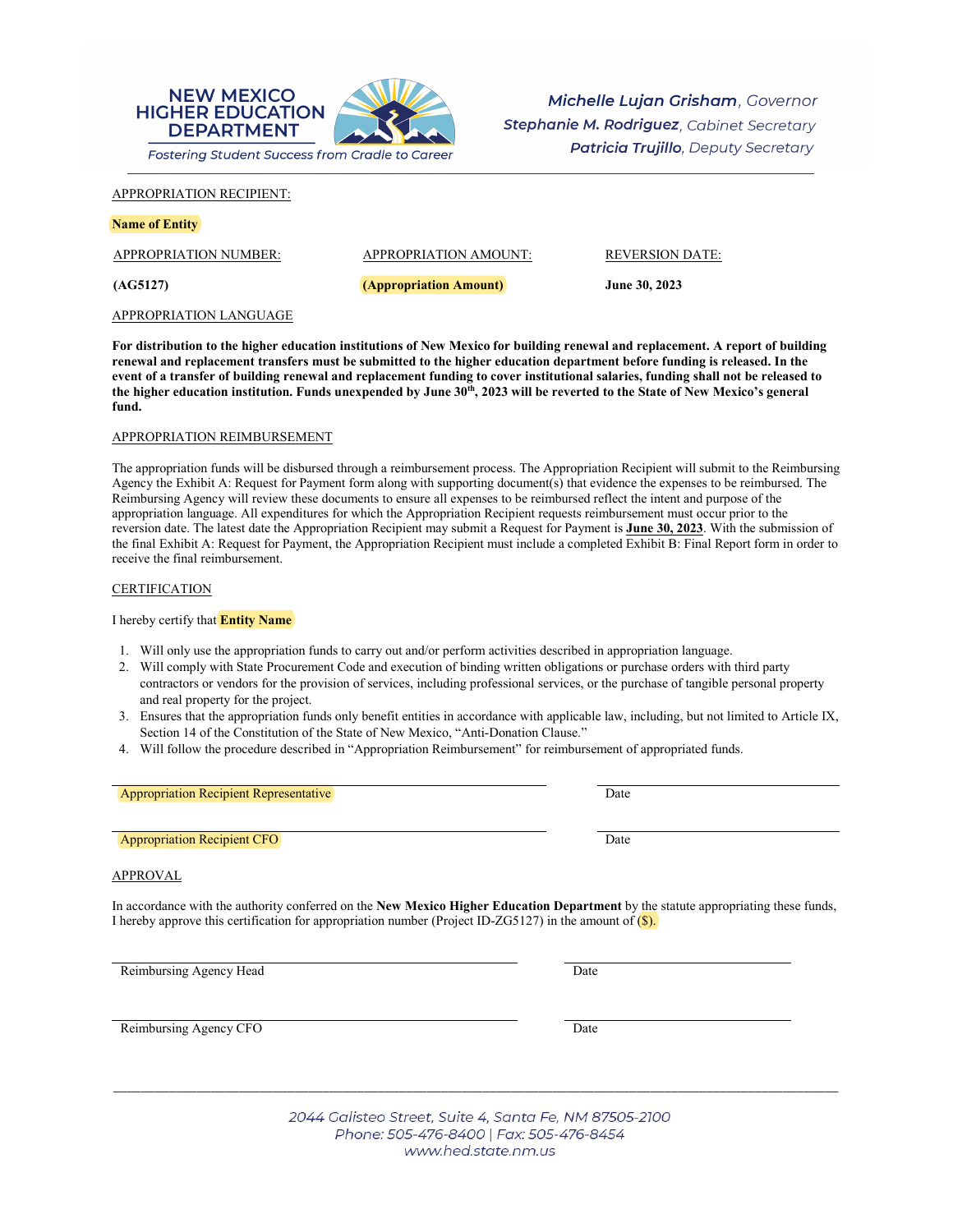NEW MEXICO HIGHER EDUCATION DEPARTMENT

*Fostering Student Success from Cradle to Career*

***Michelle Lujan Grisham**, Governor*
***Stephanie M. Rodriguez**, Cabinet Secretary*
***Patricia Trujillo**, Deputy Secretary*

---

APPROPRIATION RECIPIENT:

**Name of Entity**

| APPROPRIATION NUMBER: | APPROPRIATION AMOUNT: | REVERSION DATE: |
|---|---|---|
| **(AG5127)** | **(Appropriation Amount)** | **June 30, 2023** |

APPROPRIATION LANGUAGE

**For distribution to the higher education institutions of New Mexico for building renewal and replacement. A report of building renewal and replacement transfers must be submitted to the higher education department before funding is released. In the event of a transfer of building renewal and replacement funding to cover institutional salaries, funding shall not be released to the higher education institution. Funds unexpended by June 30th, 2023 will be reverted to the State of New Mexico's general fund.**

APPROPRIATION REIMBURSEMENT

The appropriation funds will be disbursed through a reimbursement process. The Appropriation Recipient will submit to the Reimbursing Agency the Exhibit A: Request for Payment form along with supporting document(s) that evidence the expenses to be reimbursed. The Reimbursing Agency will review these documents to ensure all expenses to be reimbursed reflect the intent and purpose of the appropriation language. All expenditures for which the Appropriation Recipient requests reimbursement must occur prior to the reversion date. The latest date the Appropriation Recipient may submit a Request for Payment is **June 30, 2023**. With the submission of the final Exhibit A: Request for Payment, the Appropriation Recipient must include a completed Exhibit B: Final Report form in order to receive the final reimbursement.

CERTIFICATION

I hereby certify that **Entity Name**

1. Will only use the appropriation funds to carry out and/or perform activities described in appropriation language.
2. Will comply with State Procurement Code and execution of binding written obligations or purchase orders with third party contractors or vendors for the provision of services, including professional services, or the purchase of tangible personal property and real property for the project.
3. Ensures that the appropriation funds only benefit entities in accordance with applicable law, including, but not limited to Article IX, Section 14 of the Constitution of the State of New Mexico, "Anti-Donation Clause."
4. Will follow the procedure described in "Appropriation Reimbursement" for reimbursement of appropriated funds.

Appropriation Recipient Representative ____________________ Date ____________

Appropriation Recipient CFO ____________________ Date ____________

APPROVAL

In accordance with the authority conferred on the **New Mexico Higher Education Department** by the statute appropriating these funds, I hereby approve this certification for appropriation number (Project ID-ZG5127) in the amount of ($).

Reimbursing Agency Head ____________________ Date ____________

Reimbursing Agency CFO ____________________ Date ____________

---

*2044 Galisteo Street, Suite 4, Santa Fe, NM 87505-2100*
*Phone: 505-476-8400 | Fax: 505-476-8454*
*www.hed.state.nm.us*